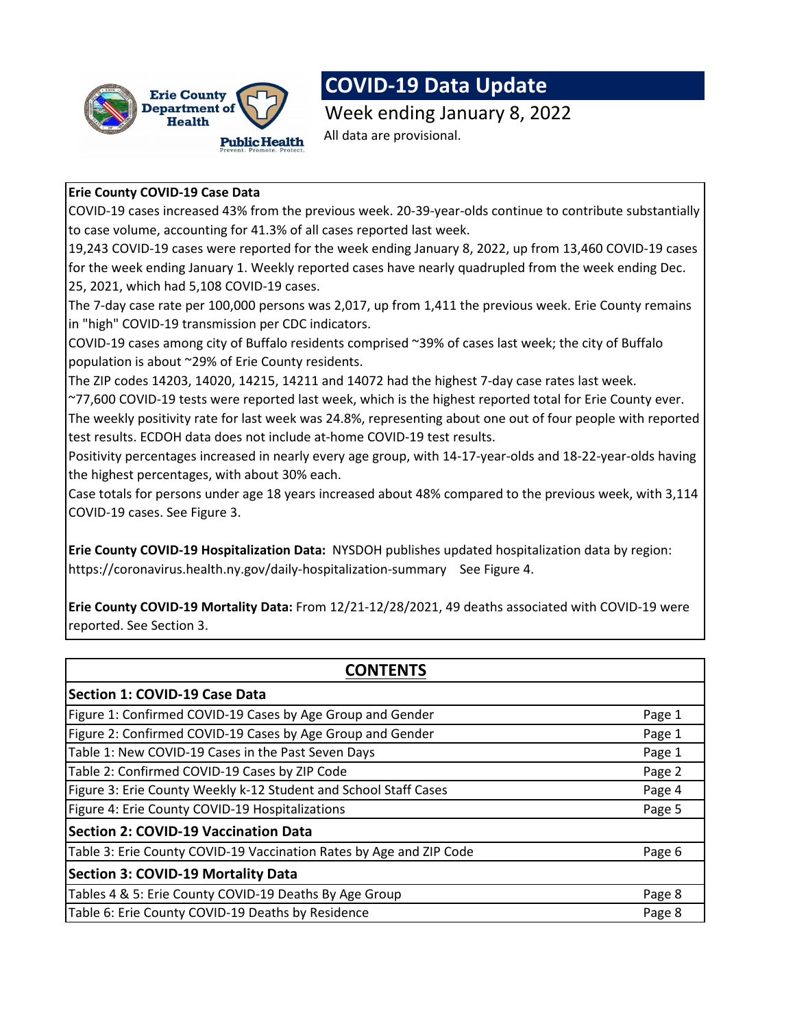# COVID-19 Data Update

Week ending January 8, 2022

All data are provisional.

**Erie County COVID-19 Case Data**

COVID-19 cases increased 43% from the previous week. 20-39-year-olds continue to contribute substantially to case volume, accounting for 41.3% of all cases reported last week.

19,243 COVID-19 cases were reported for the week ending January 8, 2022, up from 13,460 COVID-19 cases for the week ending January 1. Weekly reported cases have nearly quadrupled from the week ending Dec. 25, 2021, which had 5,108 COVID-19 cases.

The 7-day case rate per 100,000 persons was 2,017, up from 1,411 the previous week. Erie County remains in "high" COVID-19 transmission per CDC indicators.

COVID-19 cases among city of Buffalo residents comprised ~39% of cases last week; the city of Buffalo population is about ~29% of Erie County residents.

The ZIP codes 14203, 14020, 14215, 14211 and 14072 had the highest 7-day case rates last week.

~77,600 COVID-19 tests were reported last week, which is the highest reported total for Erie County ever.

The weekly positivity rate for last week was 24.8%, representing about one out of four people with reported test results. ECDOH data does not include at-home COVID-19 test results.

Positivity percentages increased in nearly every age group, with 14-17-year-olds and 18-22-year-olds having the highest percentages, with about 30% each.

Case totals for persons under age 18 years increased about 48% compared to the previous week, with 3,114 COVID-19 cases. See Figure 3.

**Erie County COVID-19 Hospitalization Data:** NYSDOH publishes updated hospitalization data by region: https://coronavirus.health.ny.gov/daily-hospitalization-summary See Figure 4.

**Erie County COVID-19 Mortality Data:** From 12/21-12/28/2021, 49 deaths associated with COVID-19 were reported. See Section 3.

## CONTENTS

| | |
|---|---|
| **Section 1: COVID-19 Case Data** | |
| Figure 1: Confirmed COVID-19 Cases by Age Group and Gender | Page 1 |
| Figure 2: Confirmed COVID-19 Cases by Age Group and Gender | Page 1 |
| Table 1: New COVID-19 Cases in the Past Seven Days | Page 1 |
| Table 2: Confirmed COVID-19 Cases by ZIP Code | Page 2 |
| Figure 3: Erie County Weekly k-12 Student and School Staff Cases | Page 4 |
| Figure 4: Erie County COVID-19 Hospitalizations | Page 5 |
| **Section 2: COVID-19 Vaccination Data** | |
| Table 3: Erie County COVID-19 Vaccination Rates by Age and ZIP Code | Page 6 |
| **Section 3: COVID-19 Mortality Data** | |
| Tables 4 & 5: Erie County COVID-19 Deaths By Age Group | Page 8 |
| Table 6: Erie County COVID-19 Deaths by Residence | Page 8 |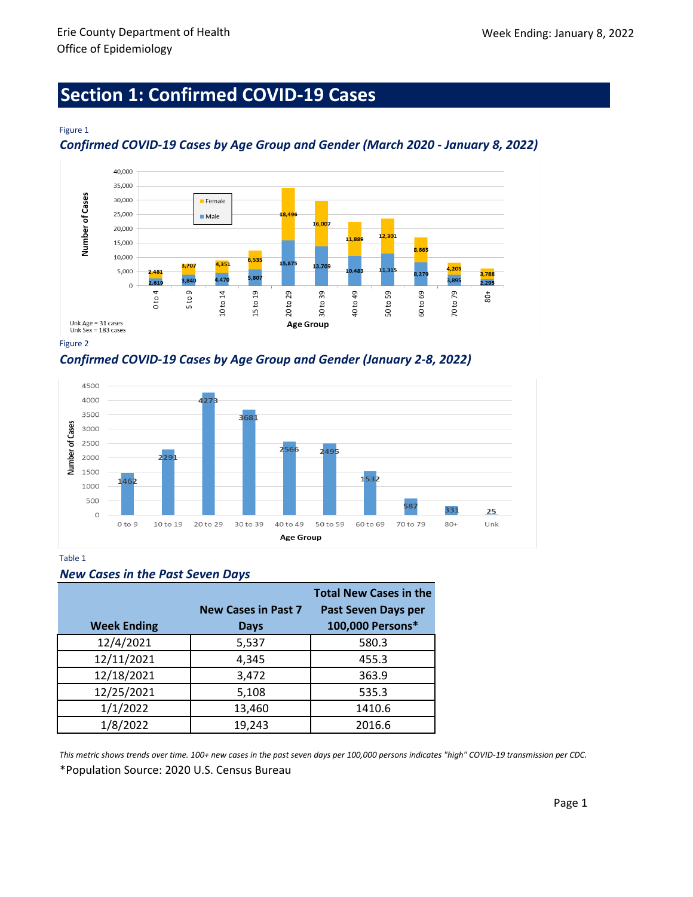Erie County Department of Health
Office of Epidemiology

Week Ending: January 8, 2022

# Section 1: Confirmed COVID-19 Cases

Figure 1

## *Confirmed COVID-19 Cases by Age Group and Gender (March 2020 - January 8, 2022)*

| Age Group | Male | Female |
|---|---|---|
| 0 to 4 | 2,619 | 2,481 |
| 5 to 9 | 3,840 | 3,707 |
| 10 to 14 | 4,470 | 4,351 |
| 15 to 19 | 5,807 | 6,535 |
| 20 to 29 | 15,875 | 18,496 |
| 30 to 39 | 13,769 | 16,007 |
| 40 to 49 | 10,483 | 11,889 |
| 50 to 59 | 11,315 | 12,301 |
| 60 to 69 | 8,279 | 8,665 |
| 70 to 79 | 3,895 | 4,205 |
| 80+ | 2,295 | 3,788 |

Unk Age = 31 cases
Unk Sex = 183 cases

Figure 2

## *Confirmed COVID-19 Cases by Age Group and Gender (January 2-8, 2022)*

| Age Group | Number of Cases |
|---|---|
| 0 to 9 | 1462 |
| 10 to 19 | 2291 |
| 20 to 29 | 4273 |
| 30 to 39 | 3681 |
| 40 to 49 | 2566 |
| 50 to 59 | 2495 |
| 60 to 69 | 1532 |
| 70 to 79 | 587 |
| 80+ | 331 |
| Unk | 25 |

Table 1

## *New Cases in the Past Seven Days*

| Week Ending | New Cases in Past 7 Days | Total New Cases in the Past Seven Days per 100,000 Persons* |
|---|---|---|
| 12/4/2021 | 5,537 | 580.3 |
| 12/11/2021 | 4,345 | 455.3 |
| 12/18/2021 | 3,472 | 363.9 |
| 12/25/2021 | 5,108 | 535.3 |
| 1/1/2022 | 13,460 | 1410.6 |
| 1/8/2022 | 19,243 | 2016.6 |

*This metric shows trends over time. 100+ new cases in the past seven days per 100,000 persons indicates "high" COVID-19 transmission per CDC.*

*Population Source: 2020 U.S. Census Bureau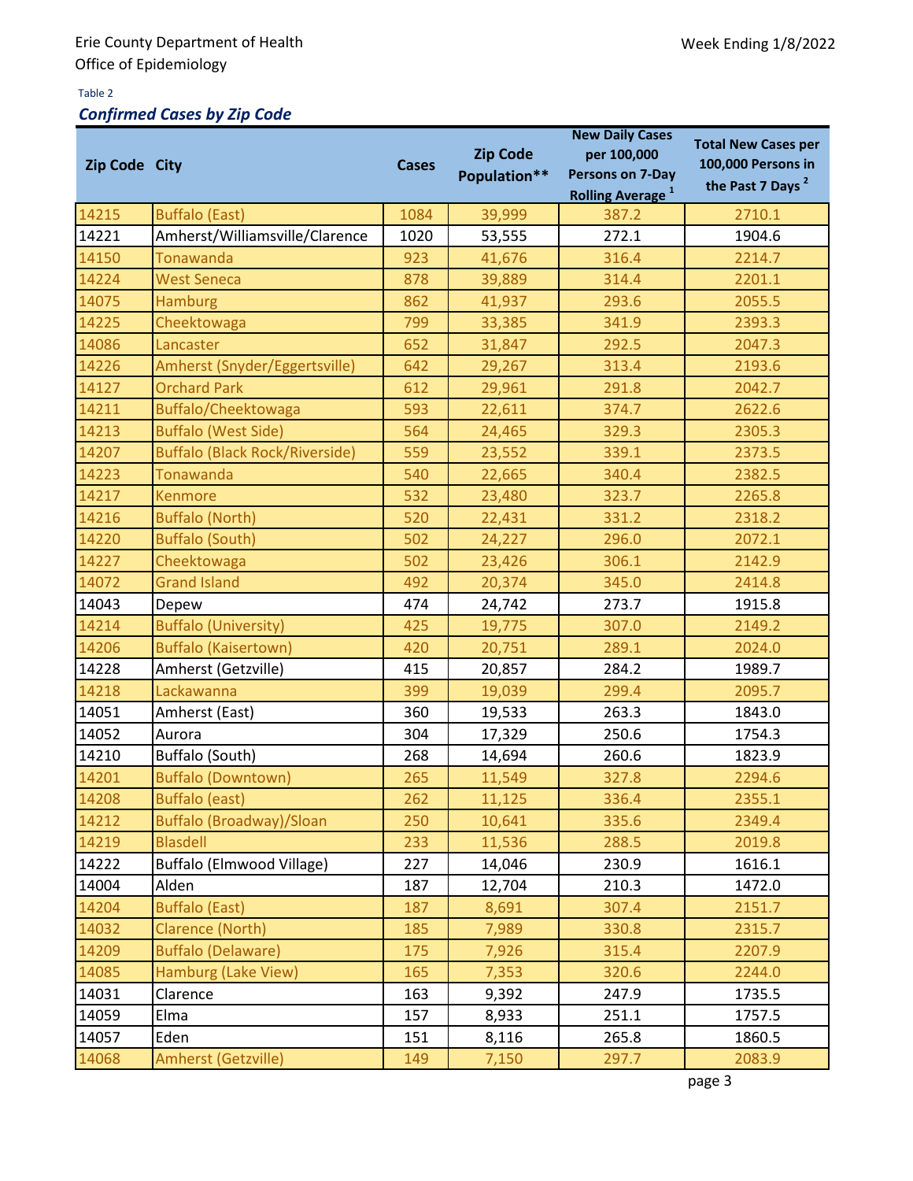Erie County Department of Health
Office of Epidemiology

Week Ending 1/8/2022

Table 2

***Confirmed Cases by Zip Code***

| Zip Code | City | Cases | Zip Code Population** | New Daily Cases per 100,000 Persons on 7-Day Rolling Average [1] | Total New Cases per 100,000 Persons in the Past 7 Days [2] |
|---|---|---|---|---|---|
| 14215 | Buffalo (East) | 1084 | 39,999 | 387.2 | 2710.1 |
| 14221 | Amherst/Williamsville/Clarence | 1020 | 53,555 | 272.1 | 1904.6 |
| 14150 | Tonawanda | 923 | 41,676 | 316.4 | 2214.7 |
| 14224 | West Seneca | 878 | 39,889 | 314.4 | 2201.1 |
| 14075 | Hamburg | 862 | 41,937 | 293.6 | 2055.5 |
| 14225 | Cheektowaga | 799 | 33,385 | 341.9 | 2393.3 |
| 14086 | Lancaster | 652 | 31,847 | 292.5 | 2047.3 |
| 14226 | Amherst (Snyder/Eggertsville) | 642 | 29,267 | 313.4 | 2193.6 |
| 14127 | Orchard Park | 612 | 29,961 | 291.8 | 2042.7 |
| 14211 | Buffalo/Cheektowaga | 593 | 22,611 | 374.7 | 2622.6 |
| 14213 | Buffalo (West Side) | 564 | 24,465 | 329.3 | 2305.3 |
| 14207 | Buffalo (Black Rock/Riverside) | 559 | 23,552 | 339.1 | 2373.5 |
| 14223 | Tonawanda | 540 | 22,665 | 340.4 | 2382.5 |
| 14217 | Kenmore | 532 | 23,480 | 323.7 | 2265.8 |
| 14216 | Buffalo (North) | 520 | 22,431 | 331.2 | 2318.2 |
| 14220 | Buffalo (South) | 502 | 24,227 | 296.0 | 2072.1 |
| 14227 | Cheektowaga | 502 | 23,426 | 306.1 | 2142.9 |
| 14072 | Grand Island | 492 | 20,374 | 345.0 | 2414.8 |
| 14043 | Depew | 474 | 24,742 | 273.7 | 1915.8 |
| 14214 | Buffalo (University) | 425 | 19,775 | 307.0 | 2149.2 |
| 14206 | Buffalo (Kaisertown) | 420 | 20,751 | 289.1 | 2024.0 |
| 14228 | Amherst (Getzville) | 415 | 20,857 | 284.2 | 1989.7 |
| 14218 | Lackawanna | 399 | 19,039 | 299.4 | 2095.7 |
| 14051 | Amherst (East) | 360 | 19,533 | 263.3 | 1843.0 |
| 14052 | Aurora | 304 | 17,329 | 250.6 | 1754.3 |
| 14210 | Buffalo (South) | 268 | 14,694 | 260.6 | 1823.9 |
| 14201 | Buffalo (Downtown) | 265 | 11,549 | 327.8 | 2294.6 |
| 14208 | Buffalo (east) | 262 | 11,125 | 336.4 | 2355.1 |
| 14212 | Buffalo (Broadway)/Sloan | 250 | 10,641 | 335.6 | 2349.4 |
| 14219 | Blasdell | 233 | 11,536 | 288.5 | 2019.8 |
| 14222 | Buffalo (Elmwood Village) | 227 | 14,046 | 230.9 | 1616.1 |
| 14004 | Alden | 187 | 12,704 | 210.3 | 1472.0 |
| 14204 | Buffalo (East) | 187 | 8,691 | 307.4 | 2151.7 |
| 14032 | Clarence (North) | 185 | 7,989 | 330.8 | 2315.7 |
| 14209 | Buffalo (Delaware) | 175 | 7,926 | 315.4 | 2207.9 |
| 14085 | Hamburg (Lake View) | 165 | 7,353 | 320.6 | 2244.0 |
| 14031 | Clarence | 163 | 9,392 | 247.9 | 1735.5 |
| 14059 | Elma | 157 | 8,933 | 251.1 | 1757.5 |
| 14057 | Eden | 151 | 8,116 | 265.8 | 1860.5 |
| 14068 | Amherst (Getzville) | 149 | 7,150 | 297.7 | 2083.9 |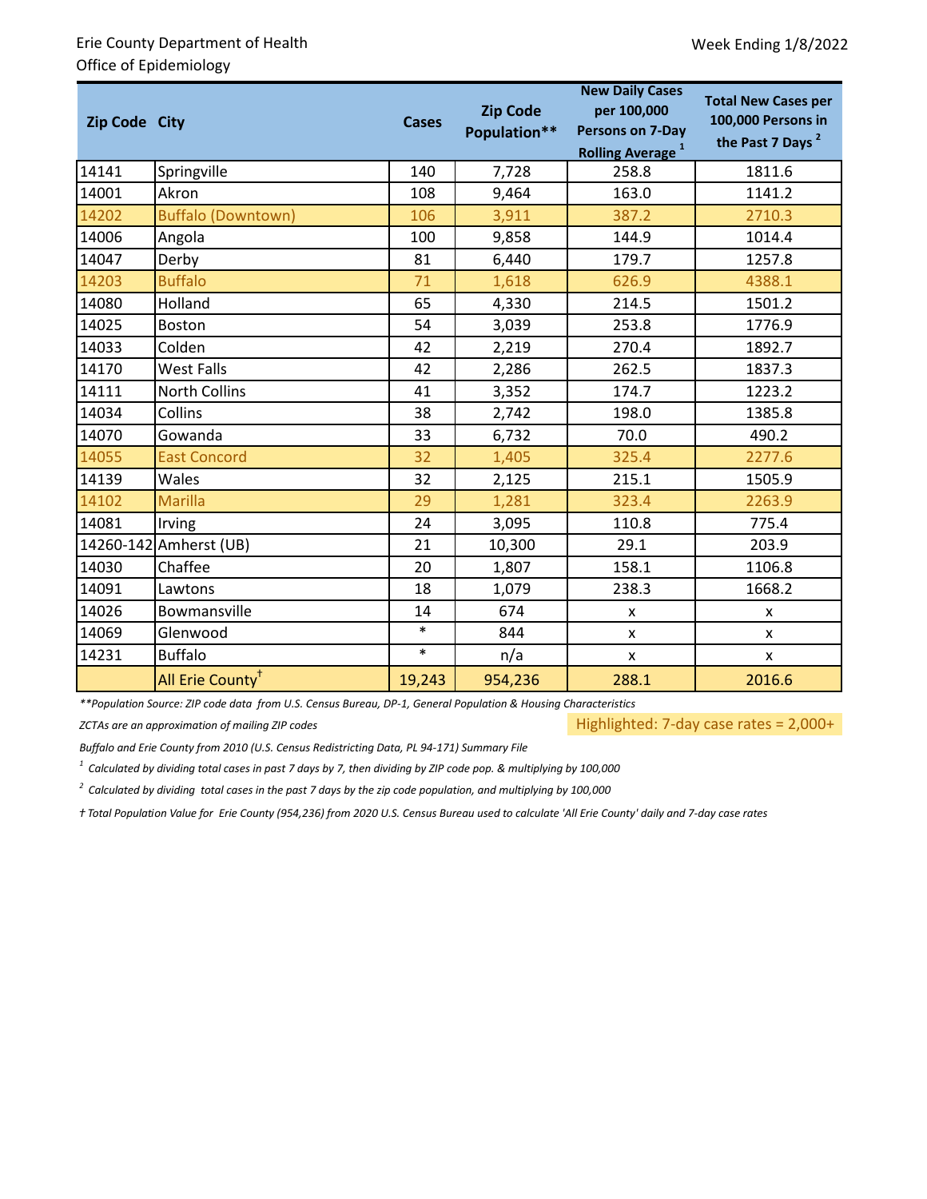Erie County Department of Health
Office of Epidemiology

Week Ending 1/8/2022

| Zip Code | City | Cases | Zip Code Population** | New Daily Cases per 100,000 Persons on 7-Day Rolling Average [1] | Total New Cases per 100,000 Persons in the Past 7 Days [2] |
|---|---|---|---|---|---|
| 14141 | Springville | 140 | 7,728 | 258.8 | 1811.6 |
| 14001 | Akron | 108 | 9,464 | 163.0 | 1141.2 |
| 14202 | Buffalo (Downtown) | 106 | 3,911 | 387.2 | 2710.3 |
| 14006 | Angola | 100 | 9,858 | 144.9 | 1014.4 |
| 14047 | Derby | 81 | 6,440 | 179.7 | 1257.8 |
| 14203 | Buffalo | 71 | 1,618 | 626.9 | 4388.1 |
| 14080 | Holland | 65 | 4,330 | 214.5 | 1501.2 |
| 14025 | Boston | 54 | 3,039 | 253.8 | 1776.9 |
| 14033 | Colden | 42 | 2,219 | 270.4 | 1892.7 |
| 14170 | West Falls | 42 | 2,286 | 262.5 | 1837.3 |
| 14111 | North Collins | 41 | 3,352 | 174.7 | 1223.2 |
| 14034 | Collins | 38 | 2,742 | 198.0 | 1385.8 |
| 14070 | Gowanda | 33 | 6,732 | 70.0 | 490.2 |
| 14055 | East Concord | 32 | 1,405 | 325.4 | 2277.6 |
| 14139 | Wales | 32 | 2,125 | 215.1 | 1505.9 |
| 14102 | Marilla | 29 | 1,281 | 323.4 | 2263.9 |
| 14081 | Irving | 24 | 3,095 | 110.8 | 775.4 |
| 14260-142 | Amherst (UB) | 21 | 10,300 | 29.1 | 203.9 |
| 14030 | Chaffee | 20 | 1,807 | 158.1 | 1106.8 |
| 14091 | Lawtons | 18 | 1,079 | 238.3 | 1668.2 |
| 14026 | Bowmansville | 14 | 674 | x | x |
| 14069 | Glenwood | * | 844 | x | x |
| 14231 | Buffalo | * | n/a | x | x |
| | All Erie County† | 19,243 | 954,236 | 288.1 | 2016.6 |

*\*\*Population Source: ZIP code data from U.S. Census Bureau, DP-1, General Population & Housing Characteristics*

*ZCTAs are an approximation of mailing ZIP codes*

Highlighted: 7-day case rates = 2,000+

*Buffalo and Erie County from 2010 (U.S. Census Redistricting Data, PL 94-171) Summary File*

*[1] Calculated by dividing total cases in past 7 days by 7, then dividing by ZIP code pop. & multiplying by 100,000*

*[2] Calculated by dividing total cases in the past 7 days by the zip code population, and multiplying by 100,000*

*† Total Population Value for Erie County (954,236) from 2020 U.S. Census Bureau used to calculate 'All Erie County' daily and 7-day case rates*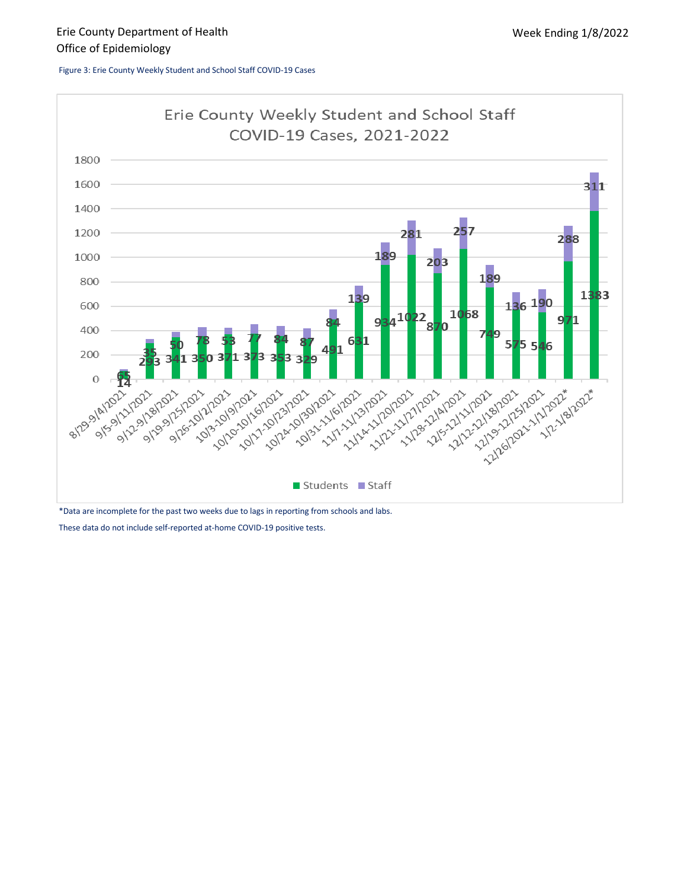Erie County Department of Health
Office of Epidemiology

Week Ending 1/8/2022

Figure 3: Erie County Weekly Student and School Staff COVID-19 Cases

**Erie County Weekly Student and School Staff COVID-19 Cases, 2021-2022**

| Week | Students | Staff |
| --- | --- | --- |
| 8/29-9/4/2021 | 65 | 14 |
| 9/5-9/11/2021 | 293 | 35 |
| 9/12-9/18/2021 | 341 | 50 |
| 9/19-9/25/2021 | 350 | 78 |
| 9/26-10/2/2021 | 371 | 53 |
| 10/3-10/9/2021 | 373 | 77 |
| 10/10-10/16/2021 | 353 | 84 |
| 10/17-10/23/2021 | 329 | 87 |
| 10/24-10/30/2021 | 491 | 84 |
| 10/31-11/6/2021 | 631 | 139 |
| 11/7-11/13/2021 | 934 | 189 |
| 11/14-11/20/2021 | 1022 | 281 |
| 11/21-11/27/2021 | 870 | 203 |
| 11/28-12/4/2021 | 1068 | 257 |
| 12/5-12/11/2021 | 749 | 189 |
| 12/12-12/18/2021 | 575 | 136 |
| 12/19-12/25/2021 | 546 | 190 |
| 12/26/2021-1/1/2022* | 971 | 288 |
| 1/2-1/8/2022* | 1383 | 311 |

*Data are incomplete for the past two weeks due to lags in reporting from schools and labs.

These data do not include self-reported at-home COVID-19 positive tests.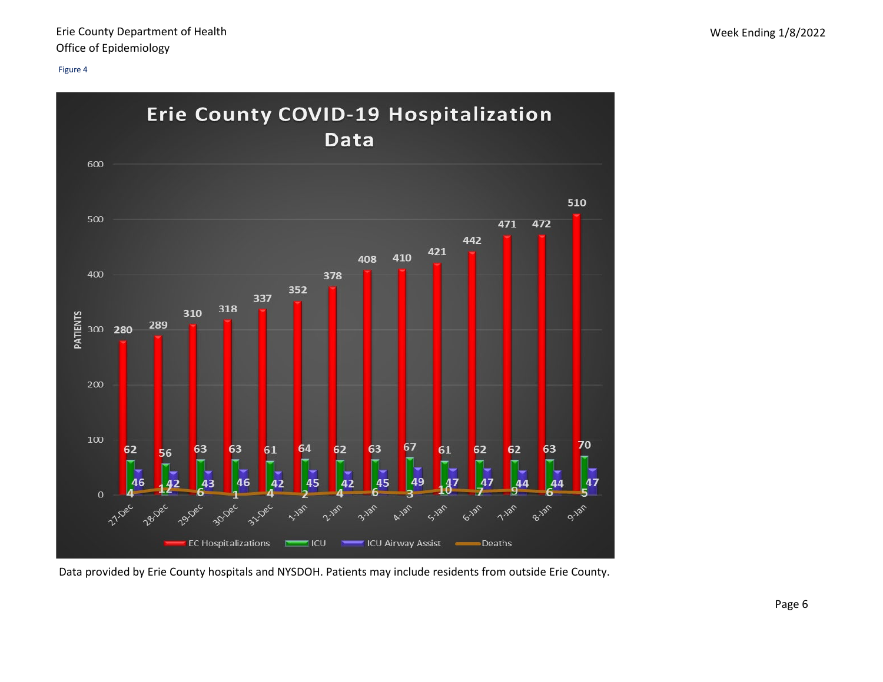Figure 4

## Erie County COVID-19 Hospitalization Data

| Date | EC Hospitalizations | ICU | ICU Airway Assist | Deaths |
|---|---|---|---|---|
| 27-Dec | 280 | 62 | 46 | 4 |
| 28-Dec | 289 | 56 | 42 | 12 |
| 29-Dec | 310 | 63 | 43 | 6 |
| 30-Dec | 318 | 63 | 46 | 1 |
| 31-Dec | 337 | 61 | 42 | 4 |
| 1-Jan | 352 | 64 | 45 | 2 |
| 2-Jan | 378 | 62 | 42 | 4 |
| 3-Jan | 408 | 63 | 45 | 6 |
| 4-Jan | 410 | 67 | 49 | 3 |
| 5-Jan | 421 | 61 | 47 | 10 |
| 6-Jan | 442 | 62 | 47 | 7 |
| 7-Jan | 471 | 62 | 44 | 9 |
| 8-Jan | 472 | 63 | 44 | 6 |
| 9-Jan | 510 | 70 | 47 | 5 |

Data provided by Erie County hospitals and NYSDOH. Patients may include residents from outside Erie County.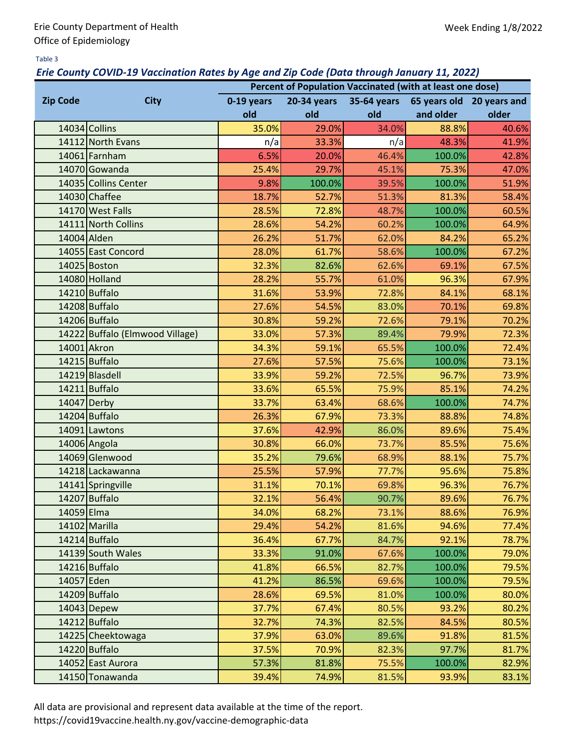Erie County Department of Health
Office of Epidemiology

Week Ending 1/8/2022

Table 3

***Erie County COVID-19 Vaccination Rates by Age and Zip Code (Data through January 11, 2022)***

| Zip Code | City | Percent of Population Vaccinated (with at least one dose) | | | | |
|---|---|---|---|---|---|---|
| | | 0-19 years old | 20-34 years old | 35-64 years old | 65 years old and older | 20 years and older |
| 14034 | Collins | 35.0% | 29.0% | 34.0% | 88.8% | 40.6% |
| 14112 | North Evans | n/a | 33.3% | n/a | 48.3% | 41.9% |
| 14061 | Farnham | 6.5% | 20.0% | 46.4% | 100.0% | 42.8% |
| 14070 | Gowanda | 25.4% | 29.7% | 45.1% | 75.3% | 47.0% |
| 14035 | Collins Center | 9.8% | 100.0% | 39.5% | 100.0% | 51.9% |
| 14030 | Chaffee | 18.7% | 52.7% | 51.3% | 81.3% | 58.4% |
| 14170 | West Falls | 28.5% | 72.8% | 48.7% | 100.0% | 60.5% |
| 14111 | North Collins | 28.6% | 54.2% | 60.2% | 100.0% | 64.9% |
| 14004 | Alden | 26.2% | 51.7% | 62.0% | 84.2% | 65.2% |
| 14055 | East Concord | 28.0% | 61.7% | 58.6% | 100.0% | 67.2% |
| 14025 | Boston | 32.3% | 82.6% | 62.6% | 69.1% | 67.5% |
| 14080 | Holland | 28.2% | 55.7% | 61.0% | 96.3% | 67.9% |
| 14210 | Buffalo | 31.6% | 53.9% | 72.8% | 84.1% | 68.1% |
| 14208 | Buffalo | 27.6% | 54.5% | 83.0% | 70.1% | 69.8% |
| 14206 | Buffalo | 30.8% | 59.2% | 72.6% | 79.1% | 70.2% |
| 14222 | Buffalo (Elmwood Village) | 33.0% | 57.3% | 89.4% | 79.9% | 72.3% |
| 14001 | Akron | 34.3% | 59.1% | 65.5% | 100.0% | 72.4% |
| 14215 | Buffalo | 27.6% | 57.5% | 75.6% | 100.0% | 73.1% |
| 14219 | Blasdell | 33.9% | 59.2% | 72.5% | 96.7% | 73.9% |
| 14211 | Buffalo | 33.6% | 65.5% | 75.9% | 85.1% | 74.2% |
| 14047 | Derby | 33.7% | 63.4% | 68.6% | 100.0% | 74.7% |
| 14204 | Buffalo | 26.3% | 67.9% | 73.3% | 88.8% | 74.8% |
| 14091 | Lawtons | 37.6% | 42.9% | 86.0% | 89.6% | 75.4% |
| 14006 | Angola | 30.8% | 66.0% | 73.7% | 85.5% | 75.6% |
| 14069 | Glenwood | 35.2% | 79.6% | 68.9% | 88.1% | 75.7% |
| 14218 | Lackawanna | 25.5% | 57.9% | 77.7% | 95.6% | 75.8% |
| 14141 | Springville | 31.1% | 70.1% | 69.8% | 96.3% | 76.7% |
| 14207 | Buffalo | 32.1% | 56.4% | 90.7% | 89.6% | 76.7% |
| 14059 | Elma | 34.0% | 68.2% | 73.1% | 88.6% | 76.9% |
| 14102 | Marilla | 29.4% | 54.2% | 81.6% | 94.6% | 77.4% |
| 14214 | Buffalo | 36.4% | 67.7% | 84.7% | 92.1% | 78.7% |
| 14139 | South Wales | 33.3% | 91.0% | 67.6% | 100.0% | 79.0% |
| 14216 | Buffalo | 41.8% | 66.5% | 82.7% | 100.0% | 79.5% |
| 14057 | Eden | 41.2% | 86.5% | 69.6% | 100.0% | 79.5% |
| 14209 | Buffalo | 28.6% | 69.5% | 81.0% | 100.0% | 80.0% |
| 14043 | Depew | 37.7% | 67.4% | 80.5% | 93.2% | 80.2% |
| 14212 | Buffalo | 32.7% | 74.3% | 82.5% | 84.5% | 80.5% |
| 14225 | Cheektowaga | 37.9% | 63.0% | 89.6% | 91.8% | 81.5% |
| 14220 | Buffalo | 37.5% | 70.9% | 82.3% | 97.7% | 81.7% |
| 14052 | East Aurora | 57.3% | 81.8% | 75.5% | 100.0% | 82.9% |
| 14150 | Tonawanda | 39.4% | 74.9% | 81.5% | 93.9% | 83.1% |

All data are provisional and represent data available at the time of the report.
https://covid19vaccine.health.ny.gov/vaccine-demographic-data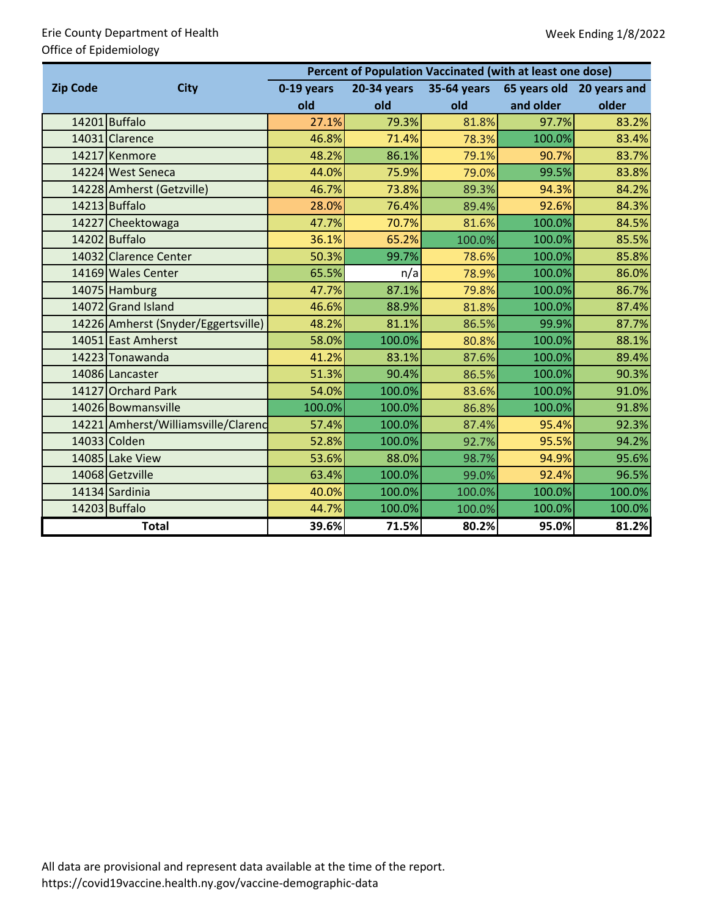Erie County Department of Health
Office of Epidemiology

Week Ending 1/8/2022

| Zip Code | City | Percent of Population Vaccinated (with at least one dose) | | | | |
|---|---|---|---|---|---|---|
| | | 0-19 years old | 20-34 years old | 35-64 years old | 65 years old and older | 20 years and older |
| 14201 | Buffalo | 27.1% | 79.3% | 81.8% | 97.7% | 83.2% |
| 14031 | Clarence | 46.8% | 71.4% | 78.3% | 100.0% | 83.4% |
| 14217 | Kenmore | 48.2% | 86.1% | 79.1% | 90.7% | 83.7% |
| 14224 | West Seneca | 44.0% | 75.9% | 79.0% | 99.5% | 83.8% |
| 14228 | Amherst (Getzville) | 46.7% | 73.8% | 89.3% | 94.3% | 84.2% |
| 14213 | Buffalo | 28.0% | 76.4% | 89.4% | 92.6% | 84.3% |
| 14227 | Cheektowaga | 47.7% | 70.7% | 81.6% | 100.0% | 84.5% |
| 14202 | Buffalo | 36.1% | 65.2% | 100.0% | 100.0% | 85.5% |
| 14032 | Clarence Center | 50.3% | 99.7% | 78.6% | 100.0% | 85.8% |
| 14169 | Wales Center | 65.5% | n/a | 78.9% | 100.0% | 86.0% |
| 14075 | Hamburg | 47.7% | 87.1% | 79.8% | 100.0% | 86.7% |
| 14072 | Grand Island | 46.6% | 88.9% | 81.8% | 100.0% | 87.4% |
| 14226 | Amherst (Snyder/Eggertsville) | 48.2% | 81.1% | 86.5% | 99.9% | 87.7% |
| 14051 | East Amherst | 58.0% | 100.0% | 80.8% | 100.0% | 88.1% |
| 14223 | Tonawanda | 41.2% | 83.1% | 87.6% | 100.0% | 89.4% |
| 14086 | Lancaster | 51.3% | 90.4% | 86.5% | 100.0% | 90.3% |
| 14127 | Orchard Park | 54.0% | 100.0% | 83.6% | 100.0% | 91.0% |
| 14026 | Bowmansville | 100.0% | 100.0% | 86.8% | 100.0% | 91.8% |
| 14221 | Amherst/Williamsville/Clarenc | 57.4% | 100.0% | 87.4% | 95.4% | 92.3% |
| 14033 | Colden | 52.8% | 100.0% | 92.7% | 95.5% | 94.2% |
| 14085 | Lake View | 53.6% | 88.0% | 98.7% | 94.9% | 95.6% |
| 14068 | Getzville | 63.4% | 100.0% | 99.0% | 92.4% | 96.5% |
| 14134 | Sardinia | 40.0% | 100.0% | 100.0% | 100.0% | 100.0% |
| 14203 | Buffalo | 44.7% | 100.0% | 100.0% | 100.0% | 100.0% |
| **Total** | | **39.6%** | **71.5%** | **80.2%** | **95.0%** | **81.2%** |

All data are provisional and represent data available at the time of the report.
https://covid19vaccine.health.ny.gov/vaccine-demographic-data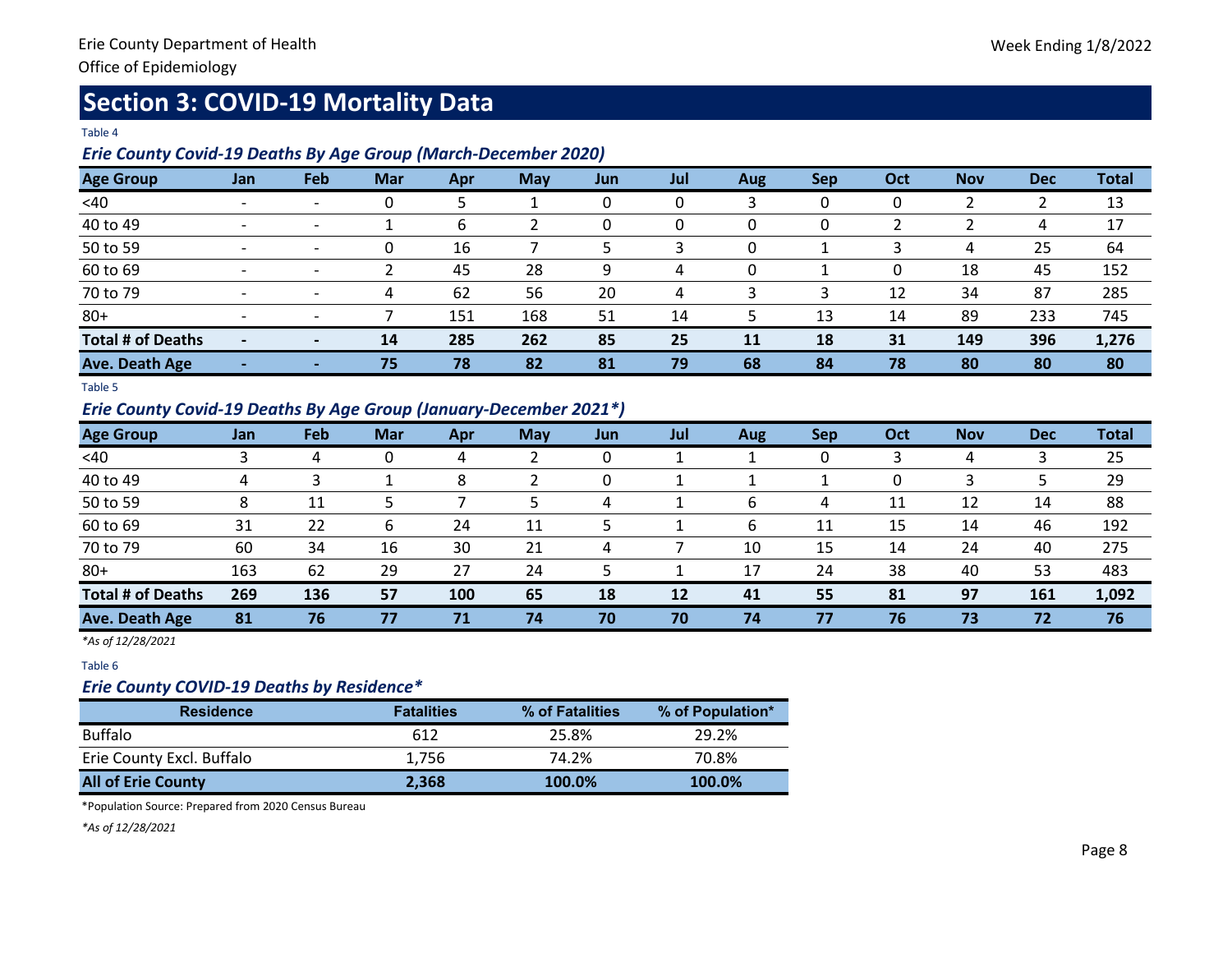Erie County Department of Health
Office of Epidemiology

Week Ending 1/8/2022

## Section 3: COVID-19 Mortality Data

Table 4

### *Erie County Covid-19 Deaths By Age Group (March-December 2020)*

| Age Group | Jan | Feb | Mar | Apr | May | Jun | Jul | Aug | Sep | Oct | Nov | Dec | Total |
|---|---|---|---|---|---|---|---|---|---|---|---|---|---|
| <40 | - | - | 0 | 5 | 1 | 0 | 0 | 3 | 0 | 0 | 2 | 2 | 13 |
| 40 to 49 | - | - | 1 | 6 | 2 | 0 | 0 | 0 | 0 | 2 | 2 | 4 | 17 |
| 50 to 59 | - | - | 0 | 16 | 7 | 5 | 3 | 0 | 1 | 3 | 4 | 25 | 64 |
| 60 to 69 | - | - | 2 | 45 | 28 | 9 | 4 | 0 | 1 | 0 | 18 | 45 | 152 |
| 70 to 79 | - | - | 4 | 62 | 56 | 20 | 4 | 3 | 3 | 12 | 34 | 87 | 285 |
| 80+ | - | - | 7 | 151 | 168 | 51 | 14 | 5 | 13 | 14 | 89 | 233 | 745 |
| **Total # of Deaths** | **-** | **-** | **14** | **285** | **262** | **85** | **25** | **11** | **18** | **31** | **149** | **396** | **1,276** |
| **Ave. Death Age** | **-** | **-** | **75** | **78** | **82** | **81** | **79** | **68** | **84** | **78** | **80** | **80** | **80** |

Table 5

### *Erie County Covid-19 Deaths By Age Group (January-December 2021*)*

| Age Group | Jan | Feb | Mar | Apr | May | Jun | Jul | Aug | Sep | Oct | Nov | Dec | Total |
|---|---|---|---|---|---|---|---|---|---|---|---|---|---|
| <40 | 3 | 4 | 0 | 4 | 2 | 0 | 1 | 1 | 0 | 3 | 4 | 3 | 25 |
| 40 to 49 | 4 | 3 | 1 | 8 | 2 | 0 | 1 | 1 | 1 | 0 | 3 | 5 | 29 |
| 50 to 59 | 8 | 11 | 5 | 7 | 5 | 4 | 1 | 6 | 4 | 11 | 12 | 14 | 88 |
| 60 to 69 | 31 | 22 | 6 | 24 | 11 | 5 | 1 | 6 | 11 | 15 | 14 | 46 | 192 |
| 70 to 79 | 60 | 34 | 16 | 30 | 21 | 4 | 7 | 10 | 15 | 14 | 24 | 40 | 275 |
| 80+ | 163 | 62 | 29 | 27 | 24 | 5 | 1 | 17 | 24 | 38 | 40 | 53 | 483 |
| **Total # of Deaths** | **269** | **136** | **57** | **100** | **65** | **18** | **12** | **41** | **55** | **81** | **97** | **161** | **1,092** |
| **Ave. Death Age** | **81** | **76** | **77** | **71** | **74** | **70** | **70** | **74** | **77** | **76** | **73** | **72** | **76** |

*\*As of 12/28/2021*

Table 6

### *Erie County COVID-19 Deaths by Residence**

| Residence | Fatalities | % of Fatalities | % of Population* |
|---|---|---|---|
| Buffalo | 612 | 25.8% | 29.2% |
| Erie County Excl. Buffalo | 1,756 | 74.2% | 70.8% |
| **All of Erie County** | **2,368** | **100.0%** | **100.0%** |

*Population Source: Prepared from 2020 Census Bureau

*\*As of 12/28/2021*